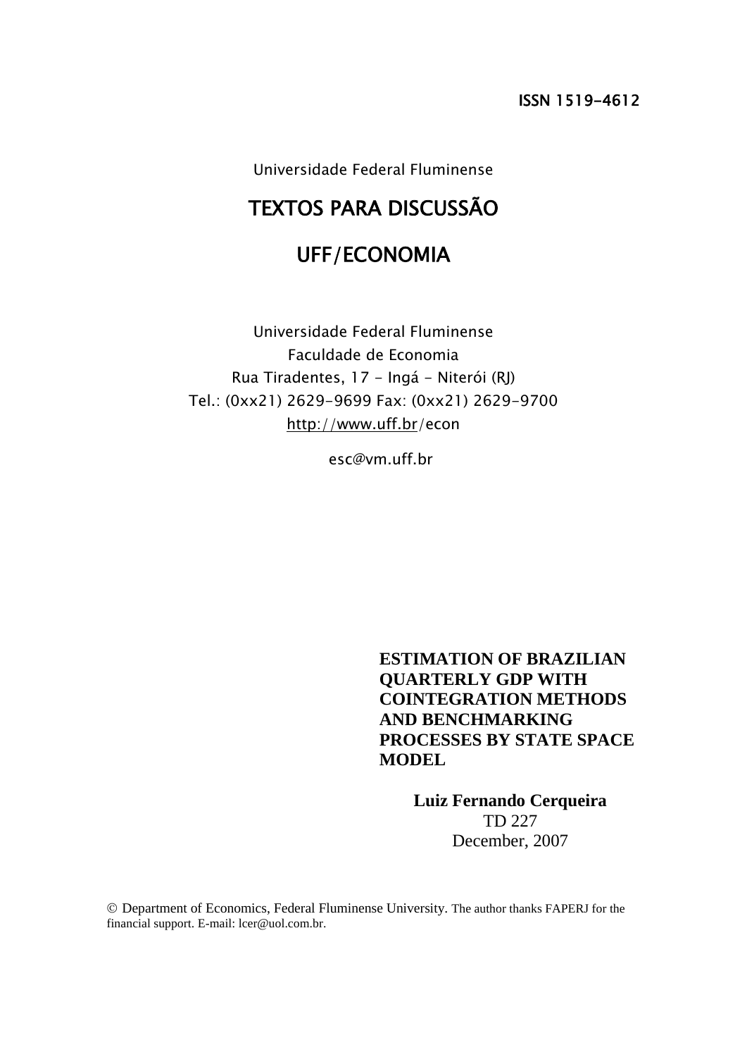ISSN 1519-4612

Universidade Federal Fluminense

# TEXTOS PARA DISCUSSÃO

# UFF/ECONOMIA

Universidade Federal Fluminense
Faculdade de Economia
Rua Tiradentes, 17 - Ingá - Niterói (RJ)
Tel.: (0xx21) 2629-9699 Fax: (0xx21) 2629-9700
http://www.uff.br/econ

esc@vm.uff.br

**ESTIMATION OF BRAZILIAN QUARTERLY GDP WITH COINTEGRATION METHODS AND BENCHMARKING PROCESSES BY STATE SPACE MODEL**

**Luiz Fernando Cerqueira**
TD 227
December, 2007

© Department of Economics, Federal Fluminense University. The author thanks FAPERJ for the financial support. E-mail: lcer@uol.com.br.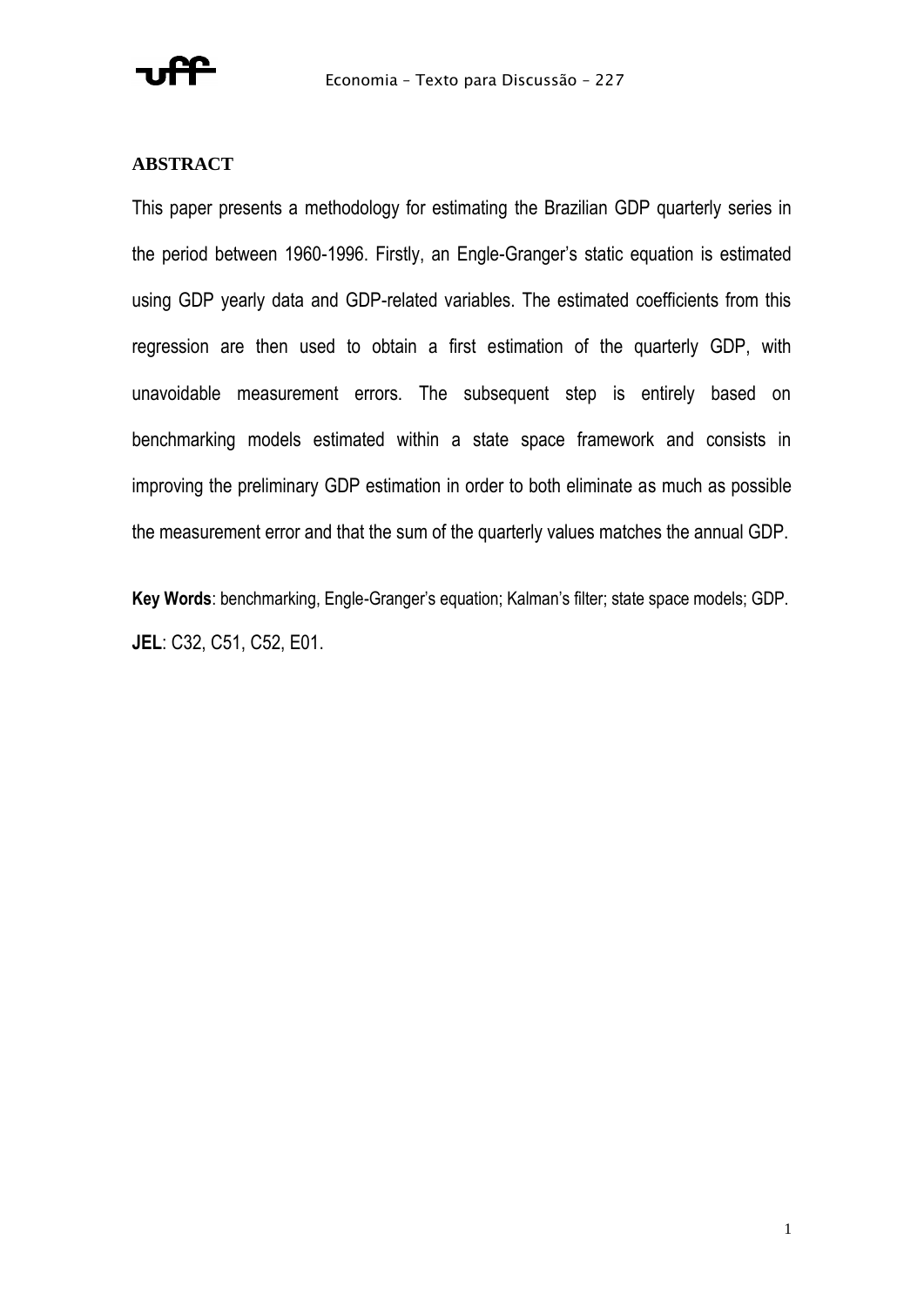## ABSTRACT

This paper presents a methodology for estimating the Brazilian GDP quarterly series in the period between 1960-1996. Firstly, an Engle-Granger's static equation is estimated using GDP yearly data and GDP-related variables. The estimated coefficients from this regression are then used to obtain a first estimation of the quarterly GDP, with unavoidable measurement errors. The subsequent step is entirely based on benchmarking models estimated within a state space framework and consists in improving the preliminary GDP estimation in order to both eliminate as much as possible the measurement error and that the sum of the quarterly values matches the annual GDP.

**Key Words**: benchmarking, Engle-Granger's equation; Kalman's filter; state space models; GDP.

**JEL**: C32, C51, C52, E01.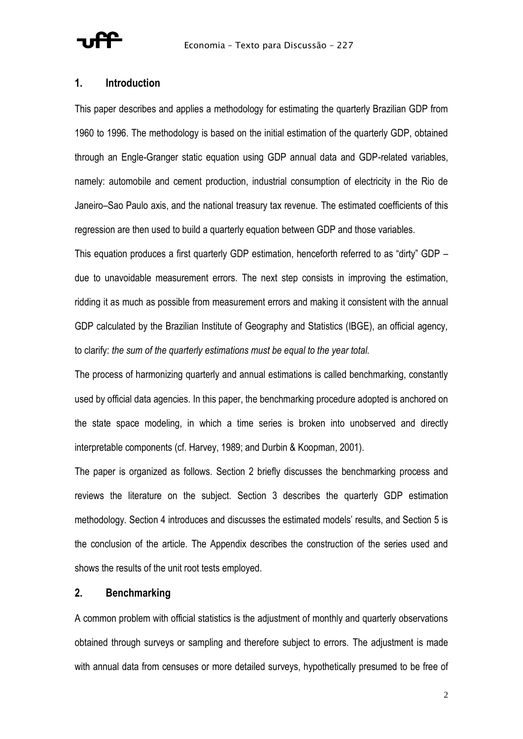## 1. Introduction

This paper describes and applies a methodology for estimating the quarterly Brazilian GDP from 1960 to 1996. The methodology is based on the initial estimation of the quarterly GDP, obtained through an Engle-Granger static equation using GDP annual data and GDP-related variables, namely: automobile and cement production, industrial consumption of electricity in the Rio de Janeiro–Sao Paulo axis, and the national treasury tax revenue. The estimated coefficients of this regression are then used to build a quarterly equation between GDP and those variables.

This equation produces a first quarterly GDP estimation, henceforth referred to as "dirty" GDP – due to unavoidable measurement errors. The next step consists in improving the estimation, ridding it as much as possible from measurement errors and making it consistent with the annual GDP calculated by the Brazilian Institute of Geography and Statistics (IBGE), an official agency, to clarify: *the sum of the quarterly estimations must be equal to the year total.*

The process of harmonizing quarterly and annual estimations is called benchmarking, constantly used by official data agencies. In this paper, the benchmarking procedure adopted is anchored on the state space modeling, in which a time series is broken into unobserved and directly interpretable components (cf. Harvey, 1989; and Durbin & Koopman, 2001).

The paper is organized as follows. Section 2 briefly discusses the benchmarking process and reviews the literature on the subject. Section 3 describes the quarterly GDP estimation methodology. Section 4 introduces and discusses the estimated models' results, and Section 5 is the conclusion of the article. The Appendix describes the construction of the series used and shows the results of the unit root tests employed.

## 2. Benchmarking

A common problem with official statistics is the adjustment of monthly and quarterly observations obtained through surveys or sampling and therefore subject to errors. The adjustment is made with annual data from censuses or more detailed surveys, hypothetically presumed to be free of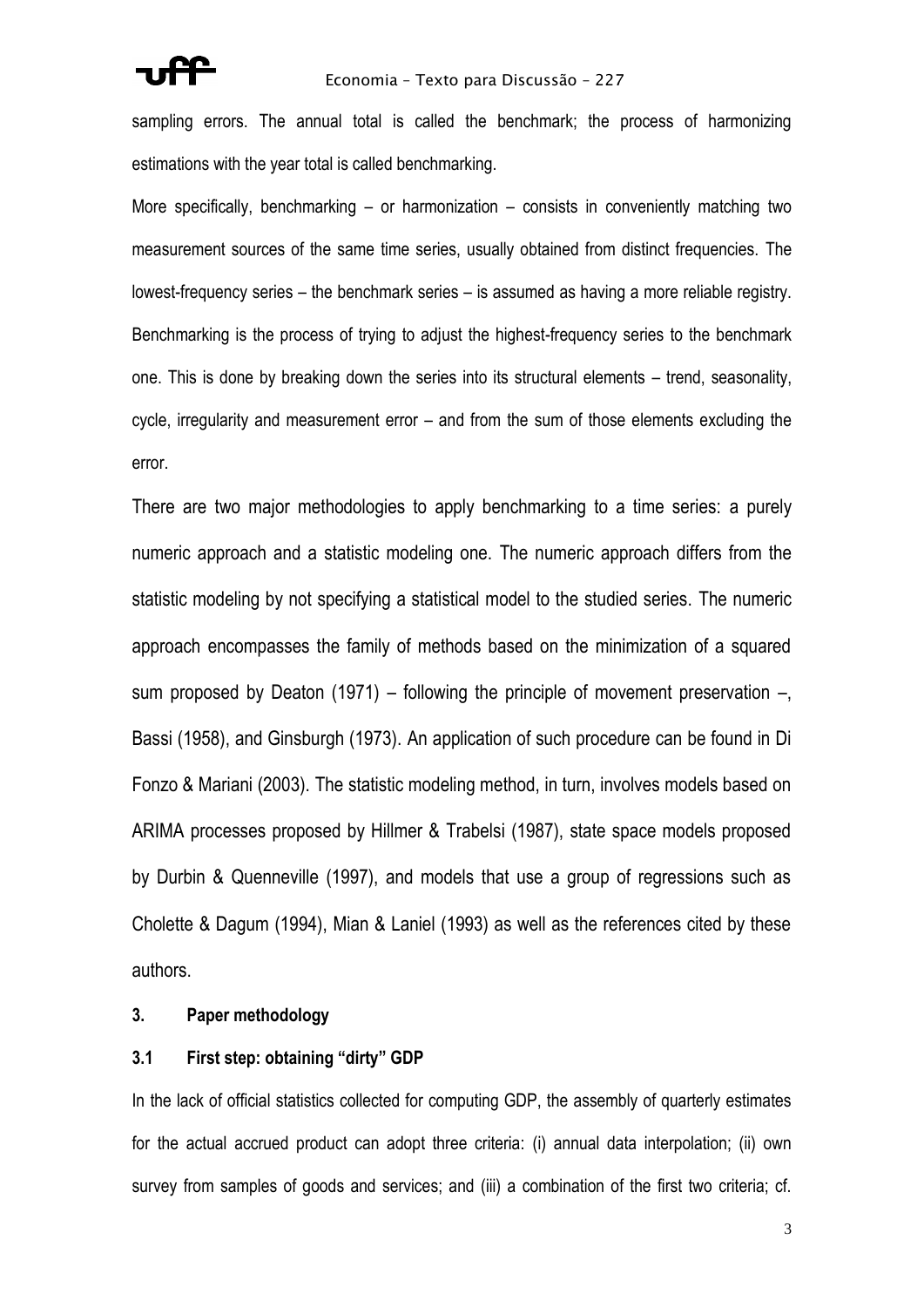sampling errors. The annual total is called the benchmark; the process of harmonizing estimations with the year total is called benchmarking.

More specifically, benchmarking – or harmonization – consists in conveniently matching two measurement sources of the same time series, usually obtained from distinct frequencies. The lowest-frequency series – the benchmark series – is assumed as having a more reliable registry. Benchmarking is the process of trying to adjust the highest-frequency series to the benchmark one. This is done by breaking down the series into its structural elements – trend, seasonality, cycle, irregularity and measurement error – and from the sum of those elements excluding the error.

There are two major methodologies to apply benchmarking to a time series: a purely numeric approach and a statistic modeling one. The numeric approach differs from the statistic modeling by not specifying a statistical model to the studied series. The numeric approach encompasses the family of methods based on the minimization of a squared sum proposed by Deaton (1971) – following the principle of movement preservation –, Bassi (1958), and Ginsburgh (1973). An application of such procedure can be found in Di Fonzo & Mariani (2003). The statistic modeling method, in turn, involves models based on ARIMA processes proposed by Hillmer & Trabelsi (1987), state space models proposed by Durbin & Quenneville (1997), and models that use a group of regressions such as Cholette & Dagum (1994), Mian & Laniel (1993) as well as the references cited by these authors.

## 3. Paper methodology

### 3.1 First step: obtaining "dirty" GDP

In the lack of official statistics collected for computing GDP, the assembly of quarterly estimates for the actual accrued product can adopt three criteria: (i) annual data interpolation; (ii) own survey from samples of goods and services; and (iii) a combination of the first two criteria; cf.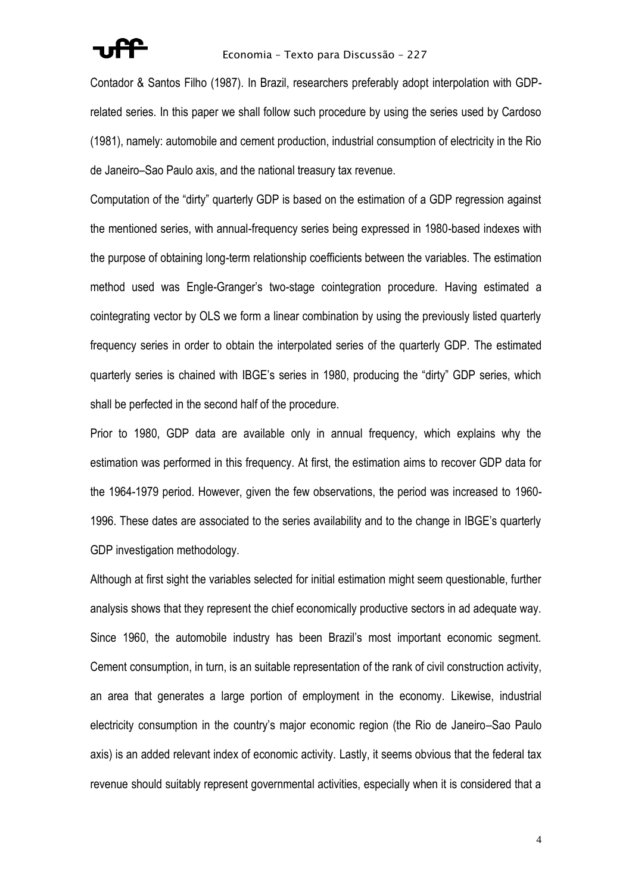Contador & Santos Filho (1987). In Brazil, researchers preferably adopt interpolation with GDP-related series. In this paper we shall follow such procedure by using the series used by Cardoso (1981), namely: automobile and cement production, industrial consumption of electricity in the Rio de Janeiro–Sao Paulo axis, and the national treasury tax revenue.

Computation of the "dirty" quarterly GDP is based on the estimation of a GDP regression against the mentioned series, with annual-frequency series being expressed in 1980-based indexes with the purpose of obtaining long-term relationship coefficients between the variables. The estimation method used was Engle-Granger's two-stage cointegration procedure. Having estimated a cointegrating vector by OLS we form a linear combination by using the previously listed quarterly frequency series in order to obtain the interpolated series of the quarterly GDP. The estimated quarterly series is chained with IBGE's series in 1980, producing the "dirty" GDP series, which shall be perfected in the second half of the procedure.

Prior to 1980, GDP data are available only in annual frequency, which explains why the estimation was performed in this frequency. At first, the estimation aims to recover GDP data for the 1964-1979 period. However, given the few observations, the period was increased to 1960-1996. These dates are associated to the series availability and to the change in IBGE's quarterly GDP investigation methodology.

Although at first sight the variables selected for initial estimation might seem questionable, further analysis shows that they represent the chief economically productive sectors in ad adequate way. Since 1960, the automobile industry has been Brazil's most important economic segment. Cement consumption, in turn, is an suitable representation of the rank of civil construction activity, an area that generates a large portion of employment in the economy. Likewise, industrial electricity consumption in the country's major economic region (the Rio de Janeiro–Sao Paulo axis) is an added relevant index of economic activity. Lastly, it seems obvious that the federal tax revenue should suitably represent governmental activities, especially when it is considered that a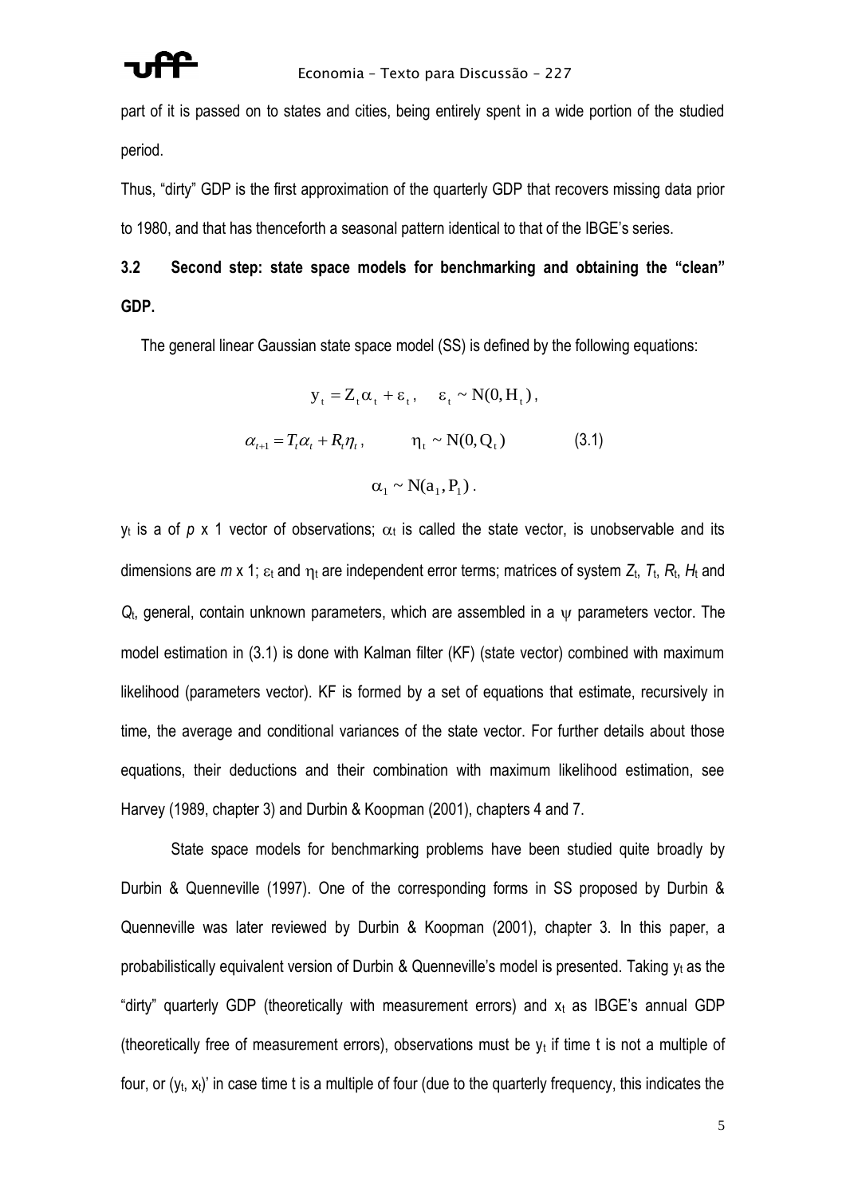part of it is passed on to states and cities, being entirely spent in a wide portion of the studied period.

Thus, "dirty" GDP is the first approximation of the quarterly GDP that recovers missing data prior to 1980, and that has thenceforth a seasonal pattern identical to that of the IBGE's series.

### 3.2 Second step: state space models for benchmarking and obtaining the "clean" GDP.

The general linear Gaussian state space model (SS) is defined by the following equations:

$$
\begin{aligned}
y_t &= Z_t \alpha_t + \varepsilon_t, \quad \varepsilon_t \sim N(0, H_t), \\
\alpha_{t+1} &= T_t \alpha_t + R_t \eta_t, \qquad \eta_t \sim N(0, Q_t) \qquad (3.1) \\
\alpha_1 &\sim N(a_1, P_1).
\end{aligned}
$$

$y_t$ is a of $p$ x 1 vector of observations; $\alpha_t$ is called the state vector, is unobservable and its dimensions are $m$ x 1; $\varepsilon_t$ and $\eta_t$ are independent error terms; matrices of system $Z_t$, $T_t$, $R_t$, $H_t$ and $Q_t$, general, contain unknown parameters, which are assembled in a $\psi$ parameters vector. The model estimation in (3.1) is done with Kalman filter (KF) (state vector) combined with maximum likelihood (parameters vector). KF is formed by a set of equations that estimate, recursively in time, the average and conditional variances of the state vector. For further details about those equations, their deductions and their combination with maximum likelihood estimation, see Harvey (1989, chapter 3) and Durbin & Koopman (2001), chapters 4 and 7.

State space models for benchmarking problems have been studied quite broadly by Durbin & Quenneville (1997). One of the corresponding forms in SS proposed by Durbin & Quenneville was later reviewed by Durbin & Koopman (2001), chapter 3. In this paper, a probabilistically equivalent version of Durbin & Quenneville's model is presented. Taking $y_t$ as the "dirty" quarterly GDP (theoretically with measurement errors) and $x_t$ as IBGE's annual GDP (theoretically free of measurement errors), observations must be $y_t$ if time t is not a multiple of four, or $(y_t, x_t)'$ in case time t is a multiple of four (due to the quarterly frequency, this indicates the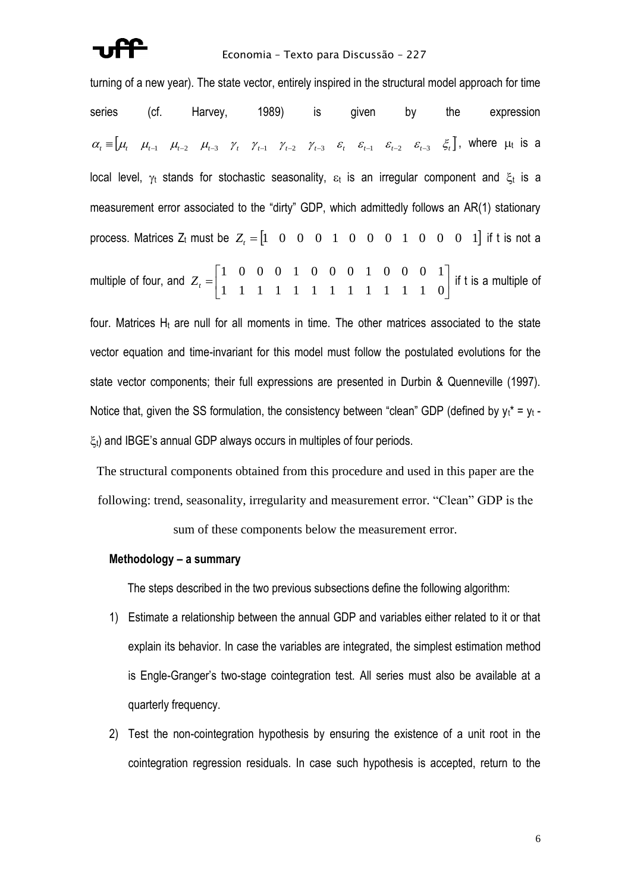turning of a new year). The state vector, entirely inspired in the structural model approach for time series (cf. Harvey, 1989) is given by the expression $\alpha_t \equiv [\mu_t \quad \mu_{t-1} \quad \mu_{t-2} \quad \mu_{t-3} \quad \gamma_t \quad \gamma_{t-1} \quad \gamma_{t-2} \quad \gamma_{t-3} \quad \varepsilon_t \quad \varepsilon_{t-1} \quad \varepsilon_{t-2} \quad \varepsilon_{t-3} \quad \xi_t]$, where $\mu_t$ is a local level, $\gamma_t$ stands for stochastic seasonality, $\varepsilon_t$ is an irregular component and $\xi_t$ is a measurement error associated to the "dirty" GDP, which admittedly follows an AR(1) stationary process. Matrices $Z_t$ must be $Z_t = [1 \quad 0 \quad 0 \quad 0 \quad 1 \quad 0 \quad 0 \quad 0 \quad 1 \quad 0 \quad 0 \quad 0 \quad 1]$ if t is not a multiple of four, and $Z_t = \begin{bmatrix} 1 & 0 & 0 & 0 & 1 & 0 & 0 & 0 & 1 & 0 & 0 & 0 & 1 \\ 1 & 1 & 1 & 1 & 1 & 1 & 1 & 1 & 1 & 1 & 1 & 1 & 0 \end{bmatrix}$ if t is a multiple of four. Matrices $H_t$ are null for all moments in time. The other matrices associated to the state vector equation and time-invariant for this model must follow the postulated evolutions for the state vector components; their full expressions are presented in Durbin & Quenneville (1997). Notice that, given the SS formulation, the consistency between "clean" GDP (defined by $y_t^* = y_t - \xi_t$) and IBGE's annual GDP always occurs in multiples of four periods.

The structural components obtained from this procedure and used in this paper are the following: trend, seasonality, irregularity and measurement error. "Clean" GDP is the sum of these components below the measurement error.

**Methodology – a summary**

The steps described in the two previous subsections define the following algorithm:

1) Estimate a relationship between the annual GDP and variables either related to it or that explain its behavior. In case the variables are integrated, the simplest estimation method is Engle-Granger's two-stage cointegration test. All series must also be available at a quarterly frequency.
2) Test the non-cointegration hypothesis by ensuring the existence of a unit root in the cointegration regression residuals. In case such hypothesis is accepted, return to the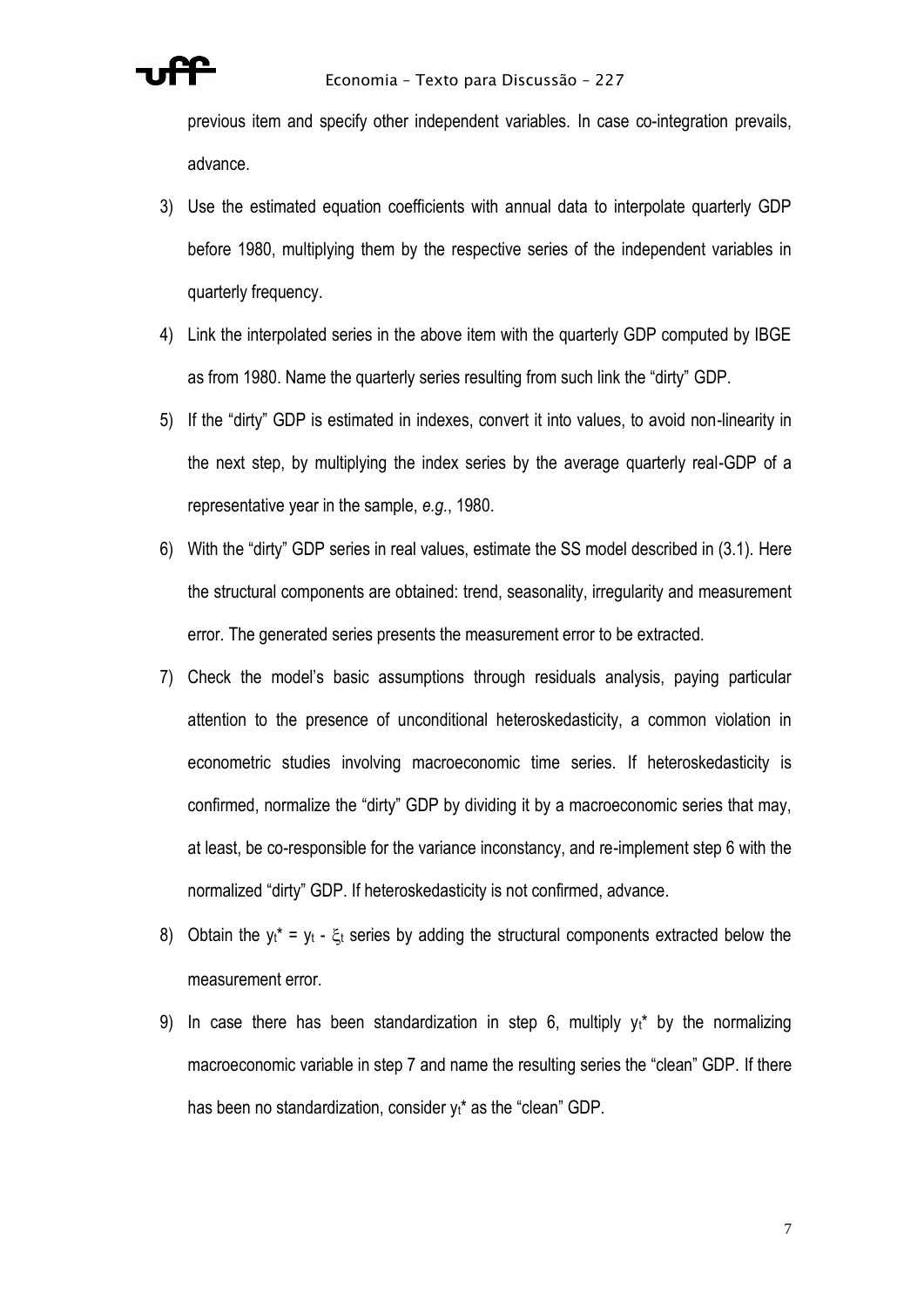previous item and specify other independent variables. In case co-integration prevails, advance.

3) Use the estimated equation coefficients with annual data to interpolate quarterly GDP before 1980, multiplying them by the respective series of the independent variables in quarterly frequency.

4) Link the interpolated series in the above item with the quarterly GDP computed by IBGE as from 1980. Name the quarterly series resulting from such link the "dirty" GDP.

5) If the "dirty" GDP is estimated in indexes, convert it into values, to avoid non-linearity in the next step, by multiplying the index series by the average quarterly real-GDP of a representative year in the sample, *e.g.*, 1980.

6) With the "dirty" GDP series in real values, estimate the SS model described in (3.1). Here the structural components are obtained: trend, seasonality, irregularity and measurement error. The generated series presents the measurement error to be extracted.

7) Check the model's basic assumptions through residuals analysis, paying particular attention to the presence of unconditional heteroskedasticity, a common violation in econometric studies involving macroeconomic time series. If heteroskedasticity is confirmed, normalize the "dirty" GDP by dividing it by a macroeconomic series that may, at least, be co-responsible for the variance inconstancy, and re-implement step 6 with the normalized "dirty" GDP. If heteroskedasticity is not confirmed, advance.

8) Obtain the $y_t^* = y_t - \xi_t$ series by adding the structural components extracted below the measurement error.

9) In case there has been standardization in step 6, multiply $y_t^*$ by the normalizing macroeconomic variable in step 7 and name the resulting series the "clean" GDP. If there has been no standardization, consider $y_t^*$ as the "clean" GDP.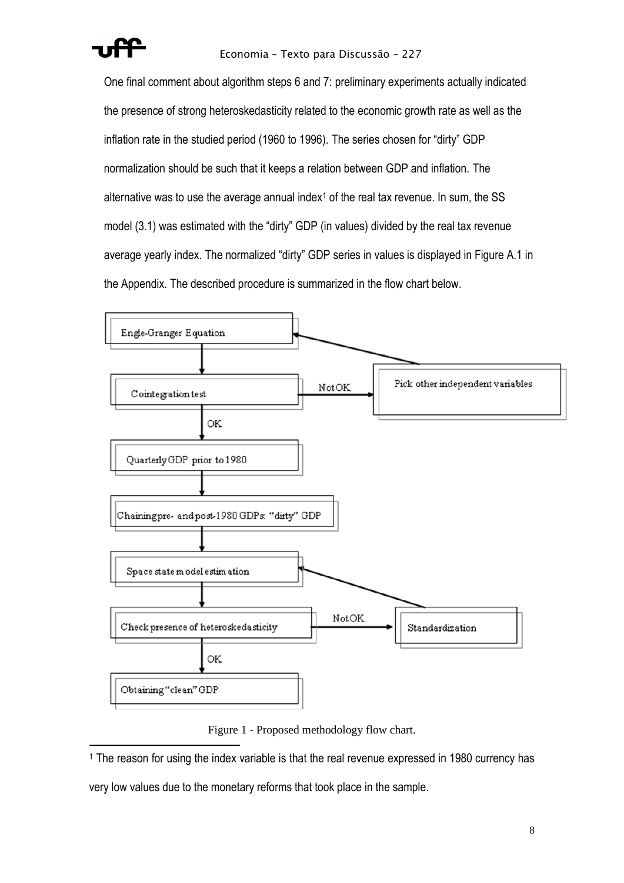One final comment about algorithm steps 6 and 7: preliminary experiments actually indicated the presence of strong heteroskedasticity related to the economic growth rate as well as the inflation rate in the studied period (1960 to 1996). The series chosen for "dirty" GDP normalization should be such that it keeps a relation between GDP and inflation. The alternative was to use the average annual index[1] of the real tax revenue. In sum, the SS model (3.1) was estimated with the "dirty" GDP (in values) divided by the real tax revenue average yearly index. The normalized "dirty" GDP series in values is displayed in Figure A.1 in the Appendix. The described procedure is summarized in the flow chart below.

Engle-Granger Equation

Cointegration test — Not OK → Pick other independent variables (→ back to Engle-Granger Equation)

OK

Quarterly GDP prior to 1980

Chaining pre- and post-1980 GDPs: "dirty" GDP

Space state model estimation

Check presence of heteroskedasticity — Not OK → Standardization (→ back to Space state model estimation)

OK

Obtaining "clean" GDP

Figure 1 - Proposed methodology flow chart.

[1] The reason for using the index variable is that the real revenue expressed in 1980 currency has very low values due to the monetary reforms that took place in the sample.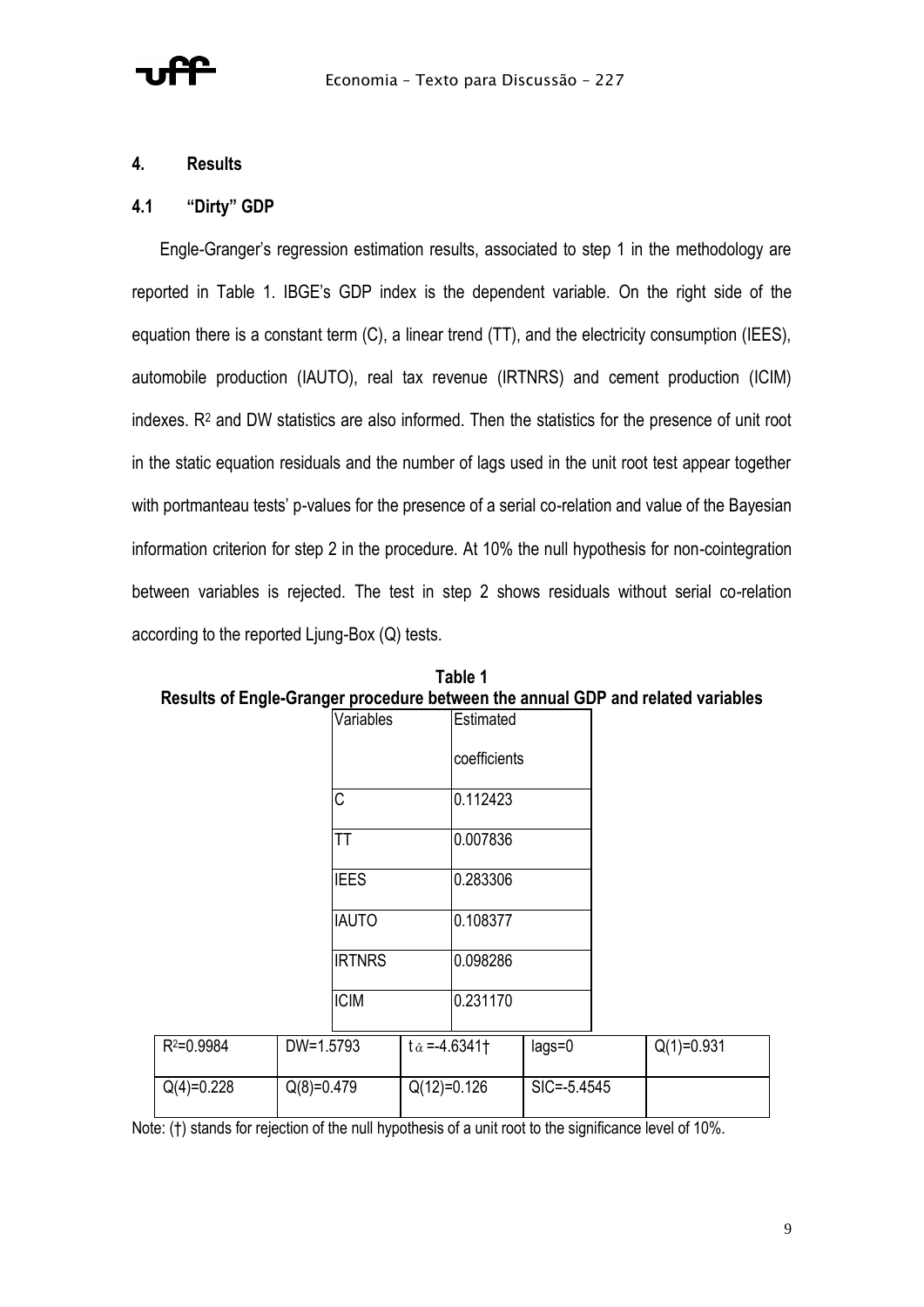## 4. Results

### 4.1 "Dirty" GDP

Engle-Granger's regression estimation results, associated to step 1 in the methodology are reported in Table 1. IBGE's GDP index is the dependent variable. On the right side of the equation there is a constant term (C), a linear trend (TT), and the electricity consumption (IEES), automobile production (IAUTO), real tax revenue (IRTNRS) and cement production (ICIM) indexes. $R^2$ and DW statistics are also informed. Then the statistics for the presence of unit root in the static equation residuals and the number of lags used in the unit root test appear together with portmanteau tests' p-values for the presence of a serial co-relation and value of the Bayesian information criterion for step 2 in the procedure. At 10% the null hypothesis for non-cointegration between variables is rejected. The test in step 2 shows residuals without serial co-relation according to the reported Ljung-Box (Q) tests.

**Table 1**
**Results of Engle-Granger procedure between the annual GDP and related variables**

| Variables | Estimated coefficients |
|---|---|
| C | 0.112423 |
| TT | 0.007836 |
| IEES | 0.283306 |
| IAUTO | 0.108377 |
| IRTNRS | 0.098286 |
| ICIM | 0.231170 |

| | | | | |
|---|---|---|---|---|
| $R^2$=0.9984 | DW=1.5793 | $t_{\hat{\alpha}}$ =-4.6341† | lags=0 | Q(1)=0.931 |
| Q(4)=0.228 | Q(8)=0.479 | Q(12)=0.126 | SIC=-5.4545 | |

Note: (†) stands for rejection of the null hypothesis of a unit root to the significance level of 10%.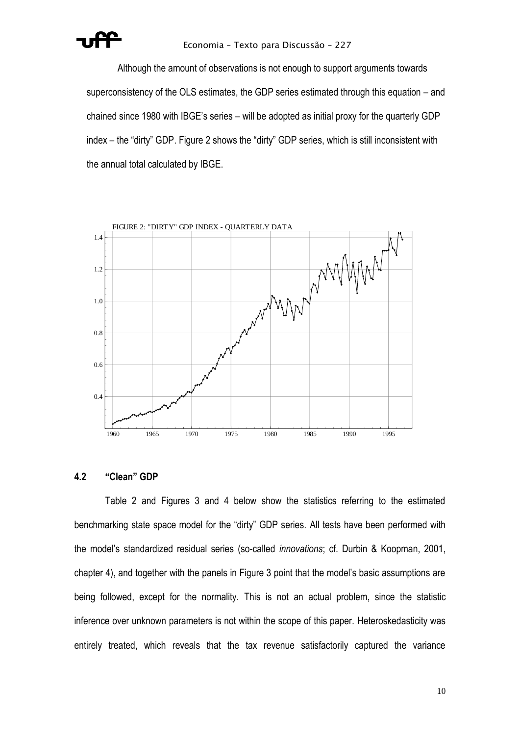Although the amount of observations is not enough to support arguments towards superconsistency of the OLS estimates, the GDP series estimated through this equation – and chained since 1980 with IBGE's series – will be adopted as initial proxy for the quarterly GDP index – the "dirty" GDP. Figure 2 shows the "dirty" GDP series, which is still inconsistent with the annual total calculated by IBGE.

FIGURE 2: "DIRTY" GDP INDEX - QUARTERLY DATA

## 4.2 "Clean" GDP

Table 2 and Figures 3 and 4 below show the statistics referring to the estimated benchmarking state space model for the "dirty" GDP series. All tests have been performed with the model's standardized residual series (so-called *innovations*; cf. Durbin & Koopman, 2001, chapter 4), and together with the panels in Figure 3 point that the model's basic assumptions are being followed, except for the normality. This is not an actual problem, since the statistic inference over unknown parameters is not within the scope of this paper. Heteroskedasticity was entirely treated, which reveals that the tax revenue satisfactorily captured the variance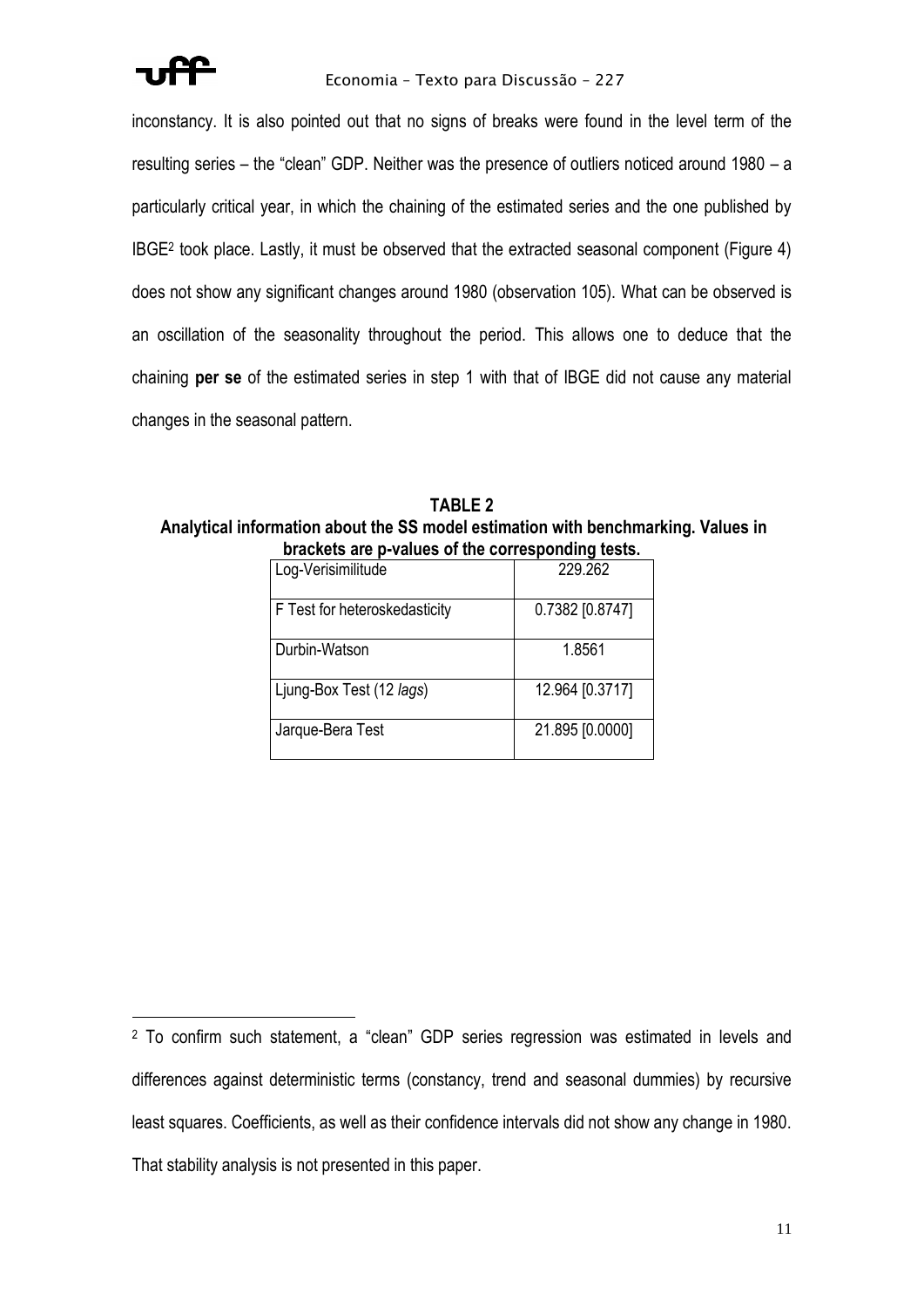inconstancy. It is also pointed out that no signs of breaks were found in the level term of the resulting series – the "clean" GDP. Neither was the presence of outliers noticed around 1980 – a particularly critical year, in which the chaining of the estimated series and the one published by IBGE[2] took place. Lastly, it must be observed that the extracted seasonal component (Figure 4) does not show any significant changes around 1980 (observation 105). What can be observed is an oscillation of the seasonality throughout the period. This allows one to deduce that the chaining **per se** of the estimated series in step 1 with that of IBGE did not cause any material changes in the seasonal pattern.

**TABLE 2**
**Analytical information about the SS model estimation with benchmarking. Values in brackets are p-values of the corresponding tests.**

| Log-Verisimilitude | 229.262 |
|---|---|
| F Test for heteroskedasticity | 0.7382 [0.8747] |
| Durbin-Watson | 1.8561 |
| Ljung-Box Test (12 *lags*) | 12.964 [0.3717] |
| Jarque-Bera Test | 21.895 [0.0000] |

[2] To confirm such statement, a "clean" GDP series regression was estimated in levels and differences against deterministic terms (constancy, trend and seasonal dummies) by recursive least squares. Coefficients, as well as their confidence intervals did not show any change in 1980. That stability analysis is not presented in this paper.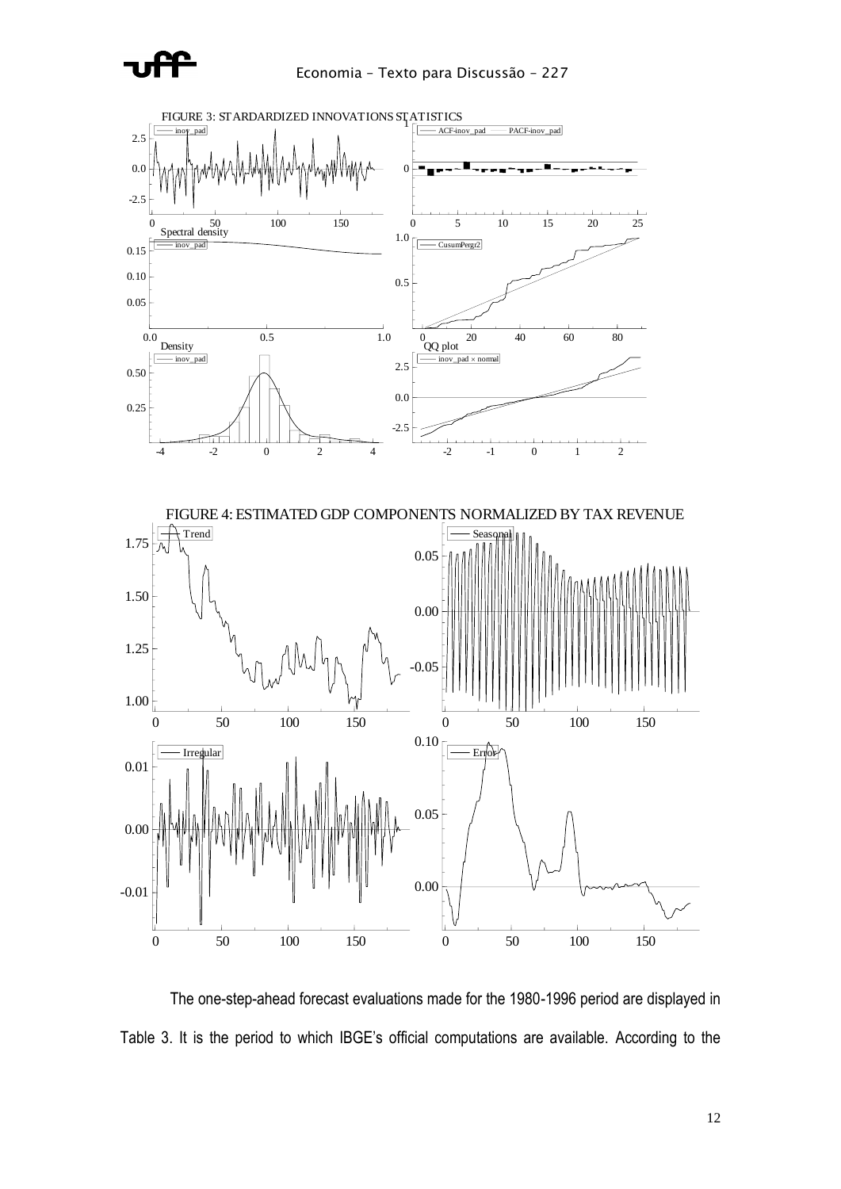FIGURE 3: STARDARDIZED INNOVATIONS STATISTICS

FIGURE 4: ESTIMATED GDP COMPONENTS NORMALIZED BY TAX REVENUE

The one-step-ahead forecast evaluations made for the 1980-1996 period are displayed in Table 3. It is the period to which IBGE's official computations are available. According to the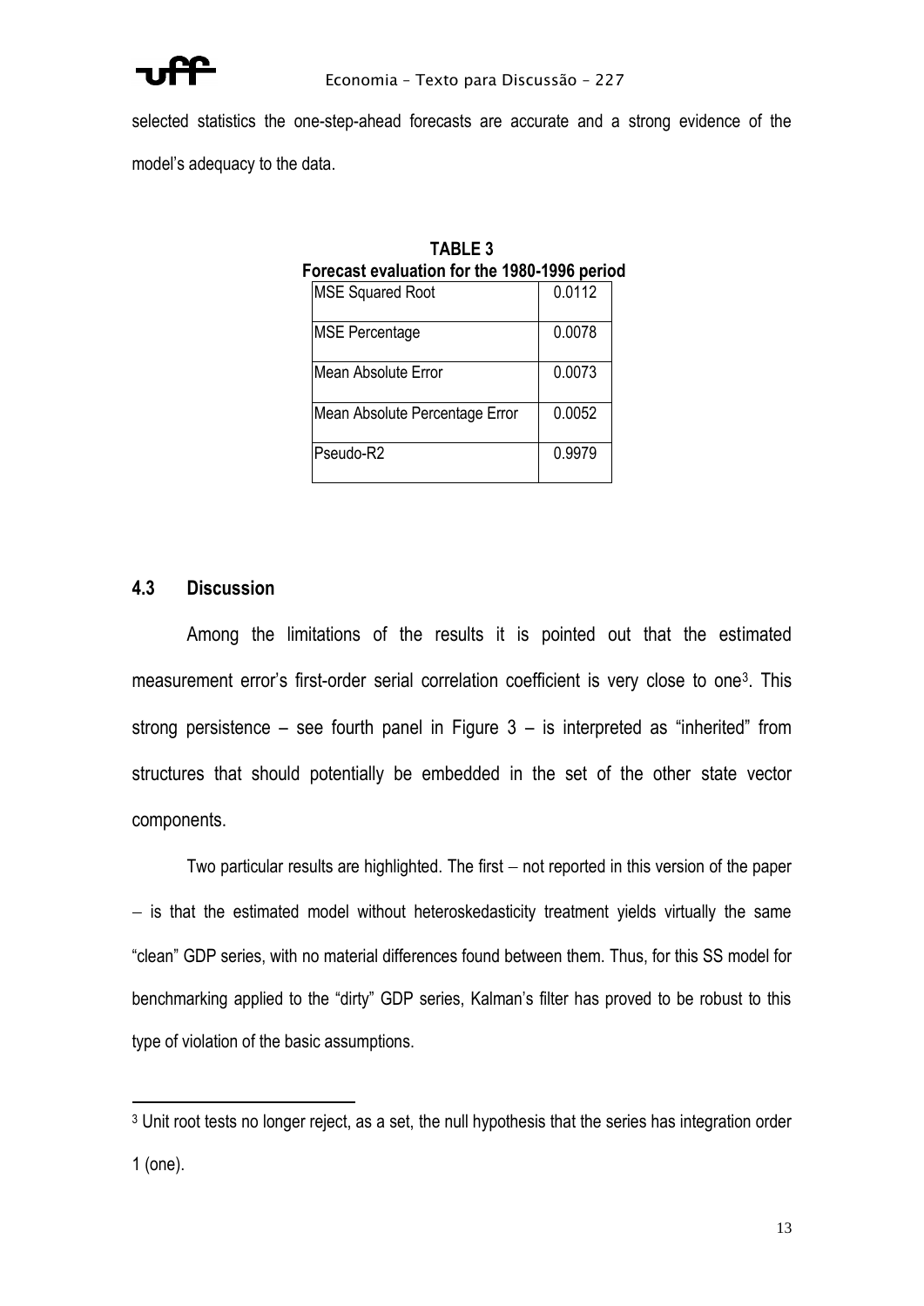selected statistics the one-step-ahead forecasts are accurate and a strong evidence of the model's adequacy to the data.

**TABLE 3**
**Forecast evaluation for the 1980-1996 period**

| | |
|---|---|
| MSE Squared Root | 0.0112 |
| MSE Percentage | 0.0078 |
| Mean Absolute Error | 0.0073 |
| Mean Absolute Percentage Error | 0.0052 |
| Pseudo-R2 | 0.9979 |

### 4.3 Discussion

Among the limitations of the results it is pointed out that the estimated measurement error's first-order serial correlation coefficient is very close to one[3]. This strong persistence – see fourth panel in Figure 3 – is interpreted as "inherited" from structures that should potentially be embedded in the set of the other state vector components.

Two particular results are highlighted. The first – not reported in this version of the paper – is that the estimated model without heteroskedasticity treatment yields virtually the same "clean" GDP series, with no material differences found between them. Thus, for this SS model for benchmarking applied to the "dirty" GDP series, Kalman's filter has proved to be robust to this type of violation of the basic assumptions.

[3] Unit root tests no longer reject, as a set, the null hypothesis that the series has integration order 1 (one).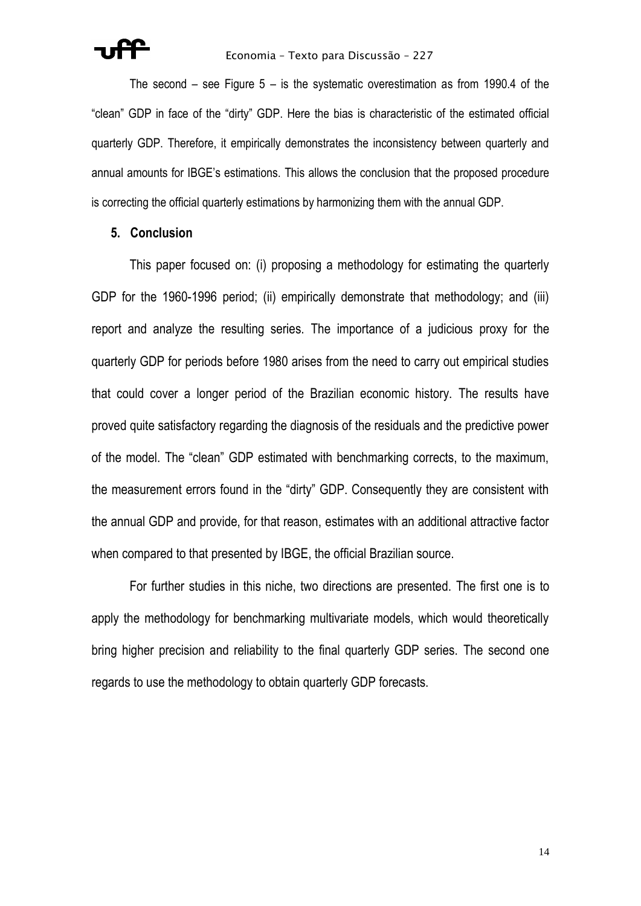The second – see Figure 5 – is the systematic overestimation as from 1990.4 of the "clean" GDP in face of the "dirty" GDP. Here the bias is characteristic of the estimated official quarterly GDP. Therefore, it empirically demonstrates the inconsistency between quarterly and annual amounts for IBGE's estimations. This allows the conclusion that the proposed procedure is correcting the official quarterly estimations by harmonizing them with the annual GDP.

## 5. Conclusion

This paper focused on: (i) proposing a methodology for estimating the quarterly GDP for the 1960-1996 period; (ii) empirically demonstrate that methodology; and (iii) report and analyze the resulting series. The importance of a judicious proxy for the quarterly GDP for periods before 1980 arises from the need to carry out empirical studies that could cover a longer period of the Brazilian economic history. The results have proved quite satisfactory regarding the diagnosis of the residuals and the predictive power of the model. The "clean" GDP estimated with benchmarking corrects, to the maximum, the measurement errors found in the "dirty" GDP. Consequently they are consistent with the annual GDP and provide, for that reason, estimates with an additional attractive factor when compared to that presented by IBGE, the official Brazilian source.

For further studies in this niche, two directions are presented. The first one is to apply the methodology for benchmarking multivariate models, which would theoretically bring higher precision and reliability to the final quarterly GDP series. The second one regards to use the methodology to obtain quarterly GDP forecasts.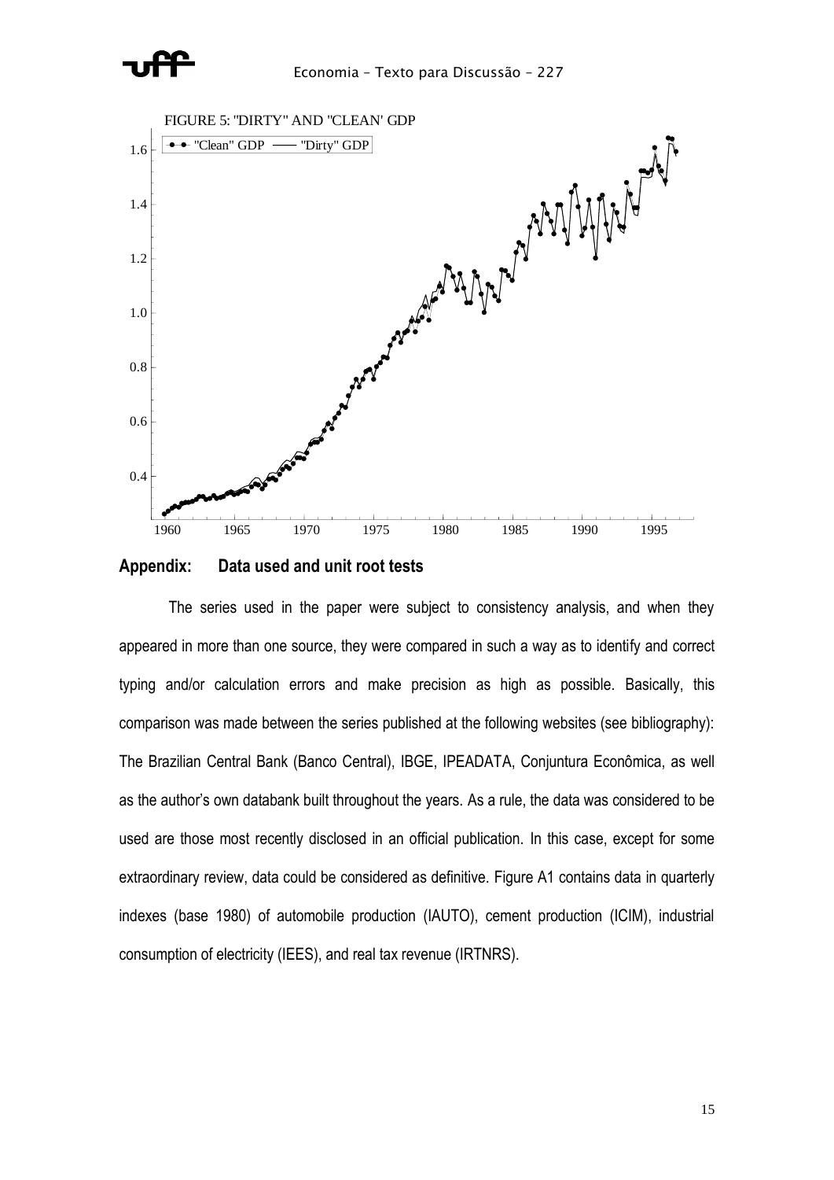FIGURE 5: "DIRTY" AND "CLEAN' GDP

## Appendix: Data used and unit root tests

The series used in the paper were subject to consistency analysis, and when they appeared in more than one source, they were compared in such a way as to identify and correct typing and/or calculation errors and make precision as high as possible. Basically, this comparison was made between the series published at the following websites (see bibliography): The Brazilian Central Bank (Banco Central), IBGE, IPEADATA, Conjuntura Econômica, as well as the author's own databank built throughout the years. As a rule, the data was considered to be used are those most recently disclosed in an official publication. In this case, except for some extraordinary review, data could be considered as definitive. Figure A1 contains data in quarterly indexes (base 1980) of automobile production (IAUTO), cement production (ICIM), industrial consumption of electricity (IEES), and real tax revenue (IRTNRS).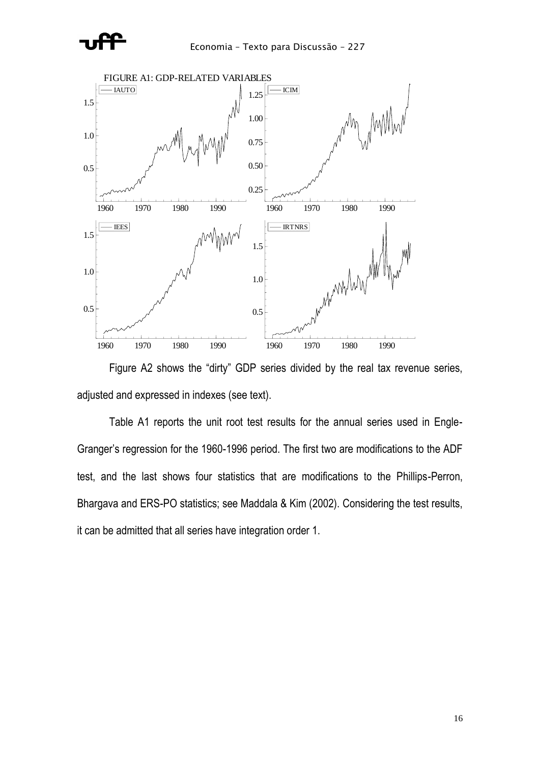FIGURE A1: GDP-RELATED VARIABLES

Figure A2 shows the “dirty” GDP series divided by the real tax revenue series, adjusted and expressed in indexes (see text).

Table A1 reports the unit root test results for the annual series used in Engle-Granger’s regression for the 1960-1996 period. The first two are modifications to the ADF test, and the last shows four statistics that are modifications to the Phillips-Perron, Bhargava and ERS-PO statistics; see Maddala & Kim (2002). Considering the test results, it can be admitted that all series have integration order 1.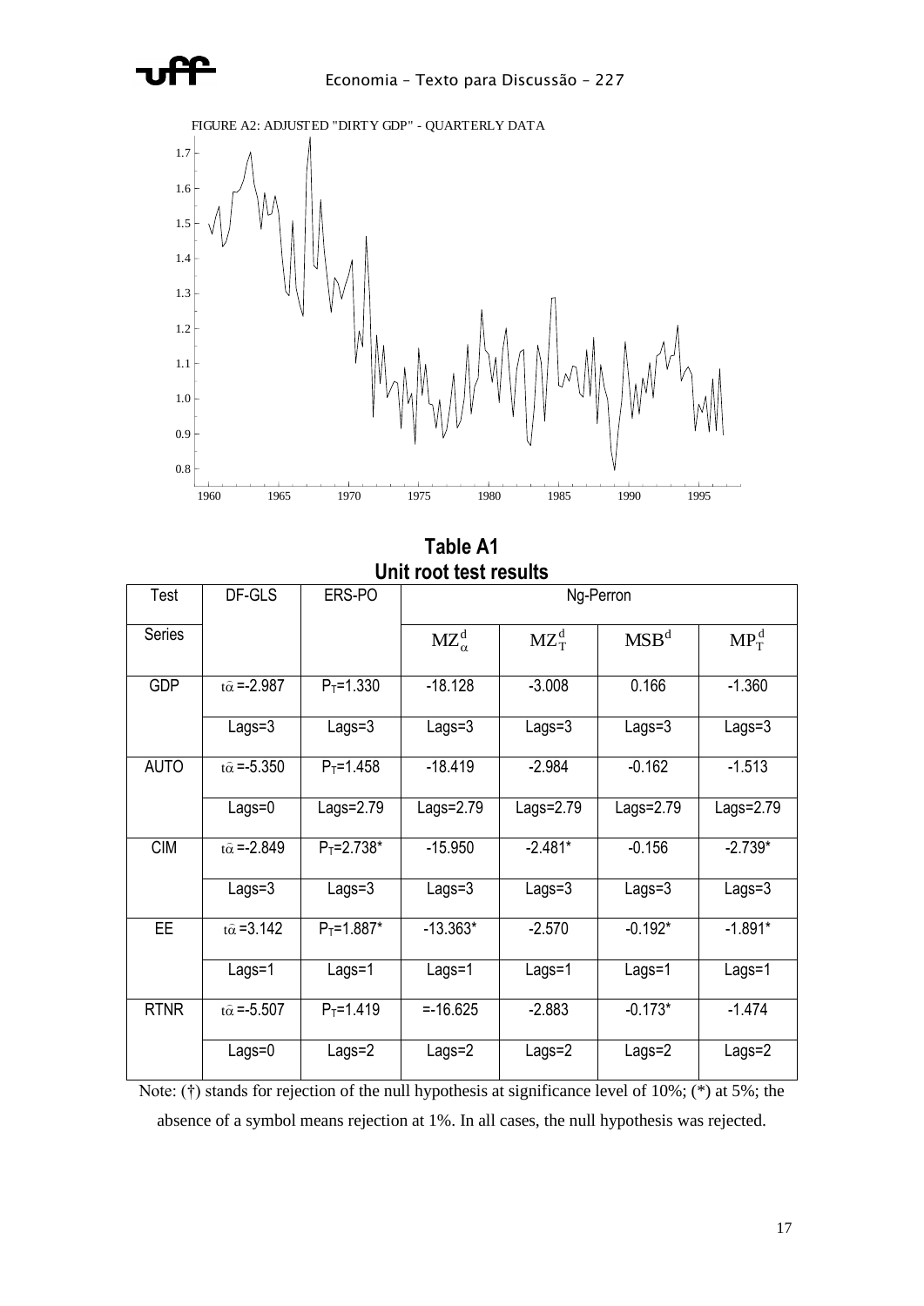FIGURE A2: ADJUSTED "DIRTY GDP" - QUARTERLY DATA

**Table A1**
**Unit root test results**

| Test | DF-GLS | ERS-PO | Ng-Perron | | | |
|---|---|---|---|---|---|---|
| Series | | | $MZ_{\alpha}^{d}$ | $MZ_{T}^{d}$ | $MSB^{d}$ | $MP_{T}^{d}$ |
| GDP | $t\hat{\alpha}$ =-2.987 | $P_T$=1.330 | -18.128 | -3.008 | 0.166 | -1.360 |
| | Lags=3 | Lags=3 | Lags=3 | Lags=3 | Lags=3 | Lags=3 |
| AUTO | $t\hat{\alpha}$ =-5.350 | $P_T$=1.458 | -18.419 | -2.984 | -0.162 | -1.513 |
| | Lags=0 | Lags=2.79 | Lags=2.79 | Lags=2.79 | Lags=2.79 | Lags=2.79 |
| CIM | $t\hat{\alpha}$ =-2.849 | $P_T$=2.738* | -15.950 | -2.481* | -0.156 | -2.739* |
| | Lags=3 | Lags=3 | Lags=3 | Lags=3 | Lags=3 | Lags=3 |
| EE | $t\hat{\alpha}$ =3.142 | $P_T$=1.887* | -13.363* | -2.570 | -0.192* | -1.891* |
| | Lags=1 | Lags=1 | Lags=1 | Lags=1 | Lags=1 | Lags=1 |
| RTNR | $t\hat{\alpha}$ =-5.507 | $P_T$=1.419 | =-16.625 | -2.883 | -0.173* | -1.474 |
| | Lags=0 | Lags=2 | Lags=2 | Lags=2 | Lags=2 | Lags=2 |

Note: (†) stands for rejection of the null hypothesis at significance level of 10%; (*) at 5%; the absence of a symbol means rejection at 1%. In all cases, the null hypothesis was rejected.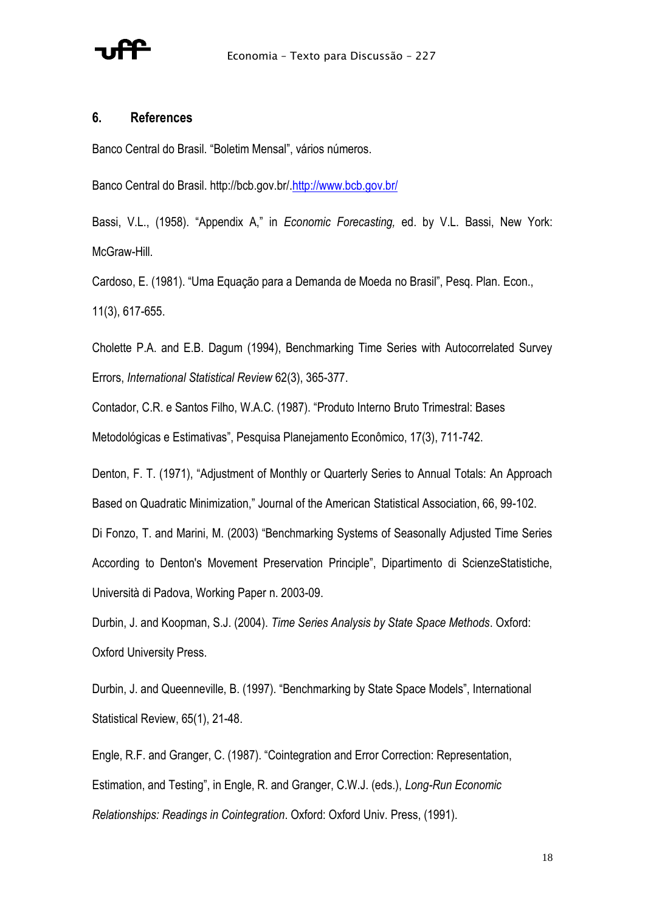## 6. References

Banco Central do Brasil. “Boletim Mensal”, vários números.

Banco Central do Brasil. http://bcb.gov.br/.http://www.bcb.gov.br/

Bassi, V.L., (1958). “Appendix A,” in *Economic Forecasting,* ed. by V.L. Bassi, New York: McGraw-Hill.

Cardoso, E. (1981). “Uma Equação para a Demanda de Moeda no Brasil”, Pesq. Plan. Econ., 11(3), 617-655.

Cholette P.A. and E.B. Dagum (1994), Benchmarking Time Series with Autocorrelated Survey Errors, *International Statistical Review* 62(3), 365-377.

Contador, C.R. e Santos Filho, W.A.C. (1987). “Produto Interno Bruto Trimestral: Bases Metodológicas e Estimativas”, Pesquisa Planejamento Econômico, 17(3), 711-742.

Denton, F. T. (1971), “Adjustment of Monthly or Quarterly Series to Annual Totals: An Approach Based on Quadratic Minimization,” Journal of the American Statistical Association, 66, 99-102.

Di Fonzo, T. and Marini, M. (2003) “Benchmarking Systems of Seasonally Adjusted Time Series According to Denton's Movement Preservation Principle”, Dipartimento di ScienzeStatistiche, Università di Padova, Working Paper n. 2003-09.

Durbin, J. and Koopman, S.J. (2004). *Time Series Analysis by State Space Methods*. Oxford: Oxford University Press.

Durbin, J. and Queenneville, B. (1997). “Benchmarking by State Space Models”, International Statistical Review, 65(1), 21-48.

Engle, R.F. and Granger, C. (1987). “Cointegration and Error Correction: Representation, Estimation, and Testing”, in Engle, R. and Granger, C.W.J. (eds.), *Long-Run Economic Relationships: Readings in Cointegration*. Oxford: Oxford Univ. Press, (1991).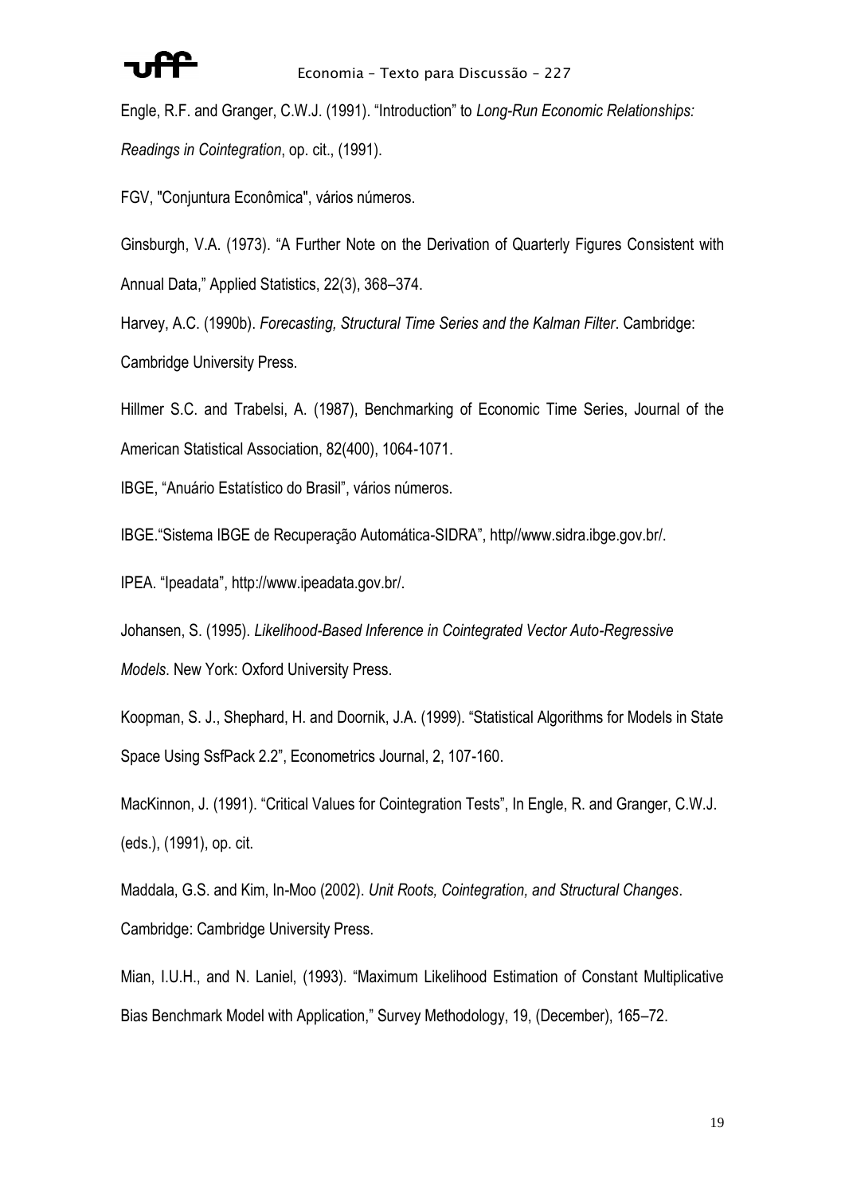Engle, R.F. and Granger, C.W.J. (1991). "Introduction" to *Long-Run Economic Relationships: Readings in Cointegration*, op. cit., (1991).

FGV, "Conjuntura Econômica", vários números.

Ginsburgh, V.A. (1973). "A Further Note on the Derivation of Quarterly Figures Consistent with Annual Data," Applied Statistics, 22(3), 368–374.

Harvey, A.C. (1990b). *Forecasting, Structural Time Series and the Kalman Filter*. Cambridge: Cambridge University Press.

Hillmer S.C. and Trabelsi, A. (1987), Benchmarking of Economic Time Series, Journal of the American Statistical Association, 82(400), 1064-1071.

IBGE, "Anuário Estatístico do Brasil", vários números.

IBGE."Sistema IBGE de Recuperação Automática-SIDRA", http//www.sidra.ibge.gov.br/.

IPEA. "Ipeadata", http://www.ipeadata.gov.br/.

Johansen, S. (1995). *Likelihood-Based Inference in Cointegrated Vector Auto-Regressive Models*. New York: Oxford University Press.

Koopman, S. J., Shephard, H. and Doornik, J.A. (1999). "Statistical Algorithms for Models in State Space Using SsfPack 2.2", Econometrics Journal, 2, 107-160.

MacKinnon, J. (1991). "Critical Values for Cointegration Tests", In Engle, R. and Granger, C.W.J. (eds.), (1991), op. cit.

Maddala, G.S. and Kim, In-Moo (2002). *Unit Roots, Cointegration, and Structural Changes*. Cambridge: Cambridge University Press.

Mian, I.U.H., and N. Laniel, (1993). "Maximum Likelihood Estimation of Constant Multiplicative Bias Benchmark Model with Application," Survey Methodology, 19, (December), 165–72.